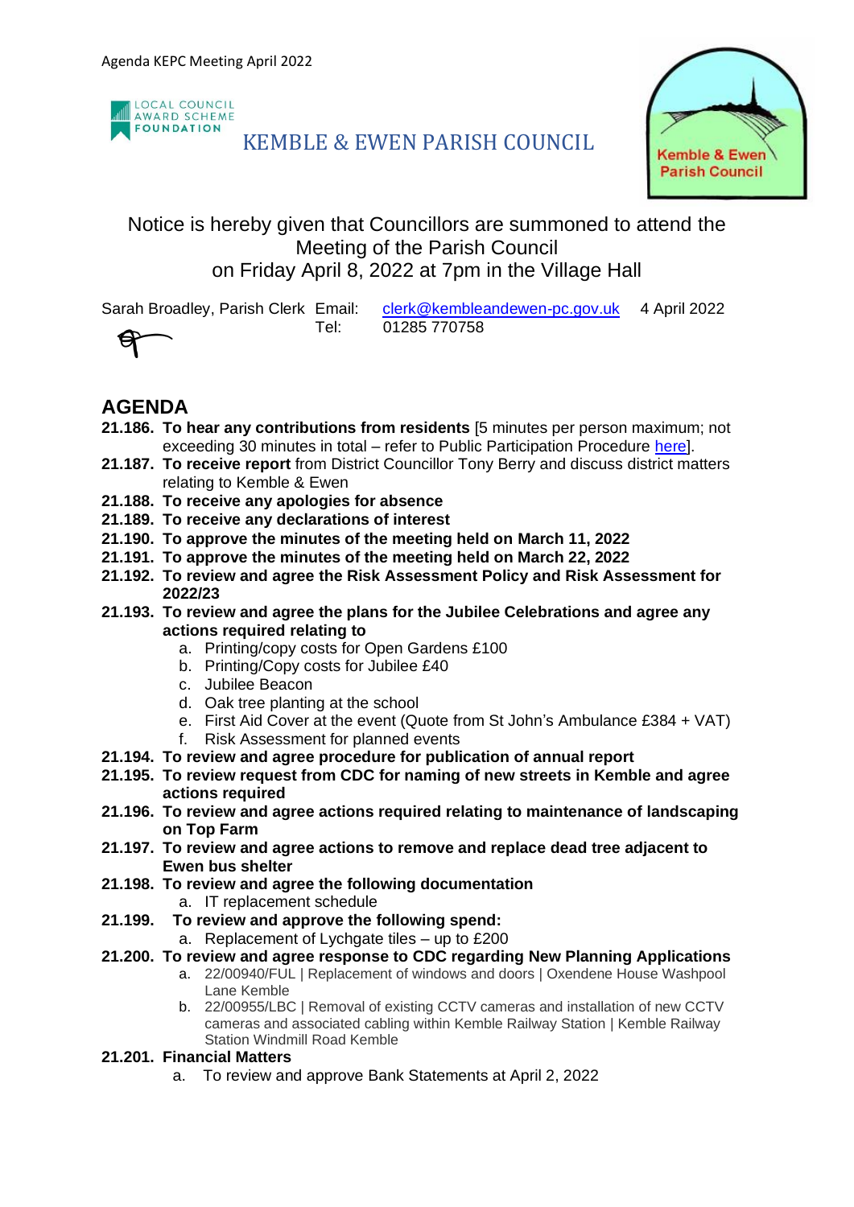LOCAL COUNCIL AWARD SCHEME FOUNDATION

# KEMBLE & EWEN PARISH COUNCIL

Kemble & Ewen Parish Council

Notice is hereby given that Councillors are summoned to attend the Meeting of the Parish Council on Friday April 8, 2022 at 7pm in the Village Hall

Sarah Broadley, Parish Clerk Email: clerk@kembleandewen-pc.gov.uk 4 April 2022
Tel: 01285 770758

## AGENDA

**21.186. To hear any contributions from residents** [5 minutes per person maximum; not exceeding 30 minutes in total – refer to Public Participation Procedure here].

**21.187. To receive report** from District Councillor Tony Berry and discuss district matters relating to Kemble & Ewen

**21.188. To receive any apologies for absence**

**21.189. To receive any declarations of interest**

**21.190. To approve the minutes of the meeting held on March 11, 2022**

**21.191. To approve the minutes of the meeting held on March 22, 2022**

**21.192. To review and agree the Risk Assessment Policy and Risk Assessment for 2022/23**

**21.193. To review and agree the plans for the Jubilee Celebrations and agree any actions required relating to**

a. Printing/copy costs for Open Gardens £100
b. Printing/Copy costs for Jubilee £40
c. Jubilee Beacon
d. Oak tree planting at the school
e. First Aid Cover at the event (Quote from St John's Ambulance £384 + VAT)
f. Risk Assessment for planned events

**21.194. To review and agree procedure for publication of annual report**

**21.195. To review request from CDC for naming of new streets in Kemble and agree actions required**

**21.196. To review and agree actions required relating to maintenance of landscaping on Top Farm**

**21.197. To review and agree actions to remove and replace dead tree adjacent to Ewen bus shelter**

**21.198. To review and agree the following documentation**

a. IT replacement schedule

**21.199. To review and approve the following spend:**

a. Replacement of Lychgate tiles – up to £200

**21.200. To review and agree response to CDC regarding New Planning Applications**

a. 22/00940/FUL | Replacement of windows and doors | Oxendene House Washpool Lane Kemble
b. 22/00955/LBC | Removal of existing CCTV cameras and installation of new CCTV cameras and associated cabling within Kemble Railway Station | Kemble Railway Station Windmill Road Kemble

**21.201. Financial Matters**

a. To review and approve Bank Statements at April 2, 2022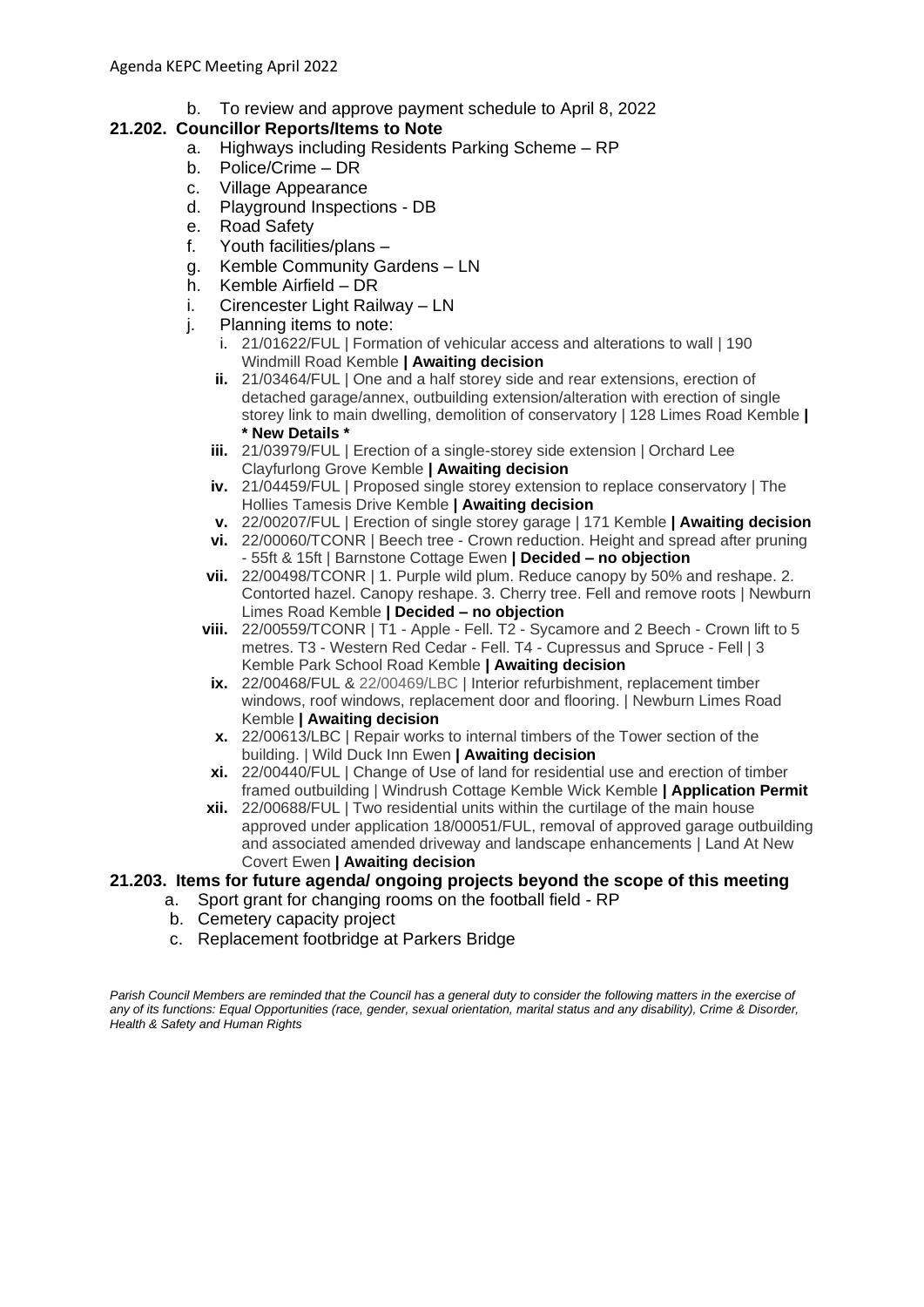b. To review and approve payment schedule to April 8, 2022

**21.202. Councillor Reports/Items to Note**

a. Highways including Residents Parking Scheme – RP
b. Police/Crime – DR
c. Village Appearance
d. Playground Inspections - DB
e. Road Safety
f. Youth facilities/plans –
g. Kemble Community Gardens – LN
h. Kemble Airfield – DR
i. Cirencester Light Railway – LN
j. Planning items to note:
   i. 21/01622/FUL | Formation of vehicular access and alterations to wall | 190 Windmill Road Kemble **| Awaiting decision**
   **ii.** 21/03464/FUL | One and a half storey side and rear extensions, erection of detached garage/annex, outbuilding extension/alteration with erection of single storey link to main dwelling, demolition of conservatory | 128 Limes Road Kemble **| * New Details ***
   **iii.** 21/03979/FUL | Erection of a single-storey side extension | Orchard Lee Clayfurlong Grove Kemble **| Awaiting decision**
   **iv.** 21/04459/FUL | Proposed single storey extension to replace conservatory | The Hollies Tamesis Drive Kemble **| Awaiting decision**
   **v.** 22/00207/FUL | Erection of single storey garage | 171 Kemble **| Awaiting decision**
   **vi.** 22/00060/TCONR | Beech tree - Crown reduction. Height and spread after pruning - 55ft & 15ft | Barnstone Cottage Ewen **| Decided – no objection**
   **vii.** 22/00498/TCONR | 1. Purple wild plum. Reduce canopy by 50% and reshape. 2. Contorted hazel. Canopy reshape. 3. Cherry tree. Fell and remove roots | Newburn Limes Road Kemble **| Decided – no objection**
   **viii.** 22/00559/TCONR | T1 - Apple - Fell. T2 - Sycamore and 2 Beech - Crown lift to 5 metres. T3 - Western Red Cedar - Fell. T4 - Cupressus and Spruce - Fell | 3 Kemble Park School Road Kemble **| Awaiting decision**
   **ix.** 22/00468/FUL & 22/00469/LBC | Interior refurbishment, replacement timber windows, roof windows, replacement door and flooring. | Newburn Limes Road Kemble **| Awaiting decision**
   **x.** 22/00613/LBC | Repair works to internal timbers of the Tower section of the building. | Wild Duck Inn Ewen **| Awaiting decision**
   **xi.** 22/00440/FUL | Change of Use of land for residential use and erection of timber framed outbuilding | Windrush Cottage Kemble Wick Kemble **| Application Permit**
   **xii.** 22/00688/FUL | Two residential units within the curtilage of the main house approved under application 18/00051/FUL, removal of approved garage outbuilding and associated amended driveway and landscape enhancements | Land At New Covert Ewen **| Awaiting decision**

**21.203. Items for future agenda/ ongoing projects beyond the scope of this meeting**

a. Sport grant for changing rooms on the football field - RP
b. Cemetery capacity project
c. Replacement footbridge at Parkers Bridge

*Parish Council Members are reminded that the Council has a general duty to consider the following matters in the exercise of any of its functions: Equal Opportunities (race, gender, sexual orientation, marital status and any disability), Crime & Disorder, Health & Safety and Human Rights*